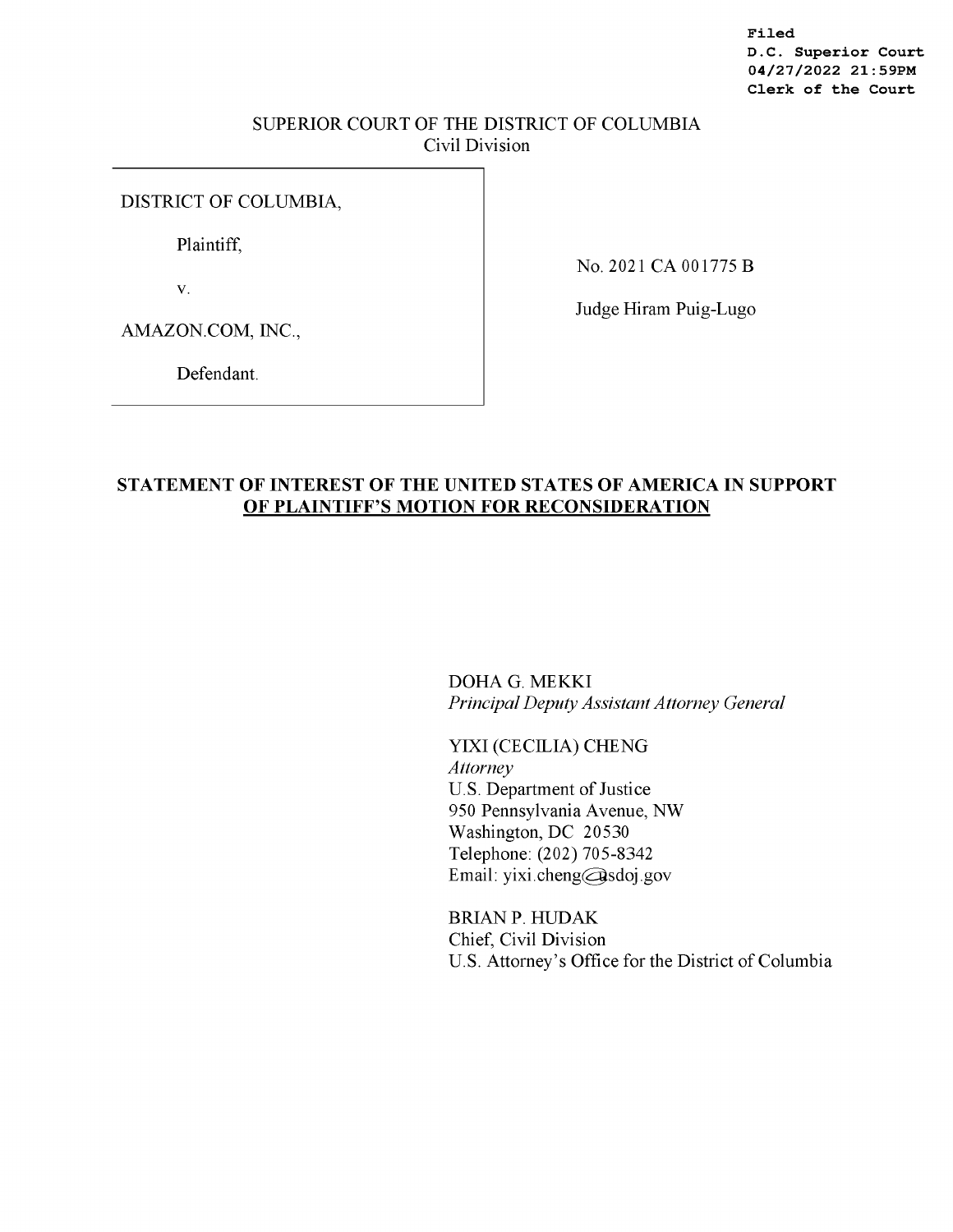**Filed**
**D.C. Superior Court**
**04/27/2022 21:59PM**
**Clerk of the Court**

SUPERIOR COURT OF THE DISTRICT OF COLUMBIA
Civil Division

| | |
|---|---|
| DISTRICT OF COLUMBIA,<br><br>Plaintiff,<br><br>v.<br><br>AMAZON.COM, INC.,<br><br>Defendant. | No. 2021 CA 001775 B<br><br>Judge Hiram Puig-Lugo |

**STATEMENT OF INTEREST OF THE UNITED STATES OF AMERICA IN SUPPORT OF PLAINTIFF'S MOTION FOR RECONSIDERATION**

DOHA G. MEKKI
*Principal Deputy Assistant Attorney General*

YIXI (CECILIA) CHENG
*Attorney*
U.S. Department of Justice
950 Pennsylvania Avenue, NW
Washington, DC 20530
Telephone: (202) 705-8342
Email: yixi.cheng@usdoj.gov

BRIAN P. HUDAK
Chief, Civil Division
U.S. Attorney's Office for the District of Columbia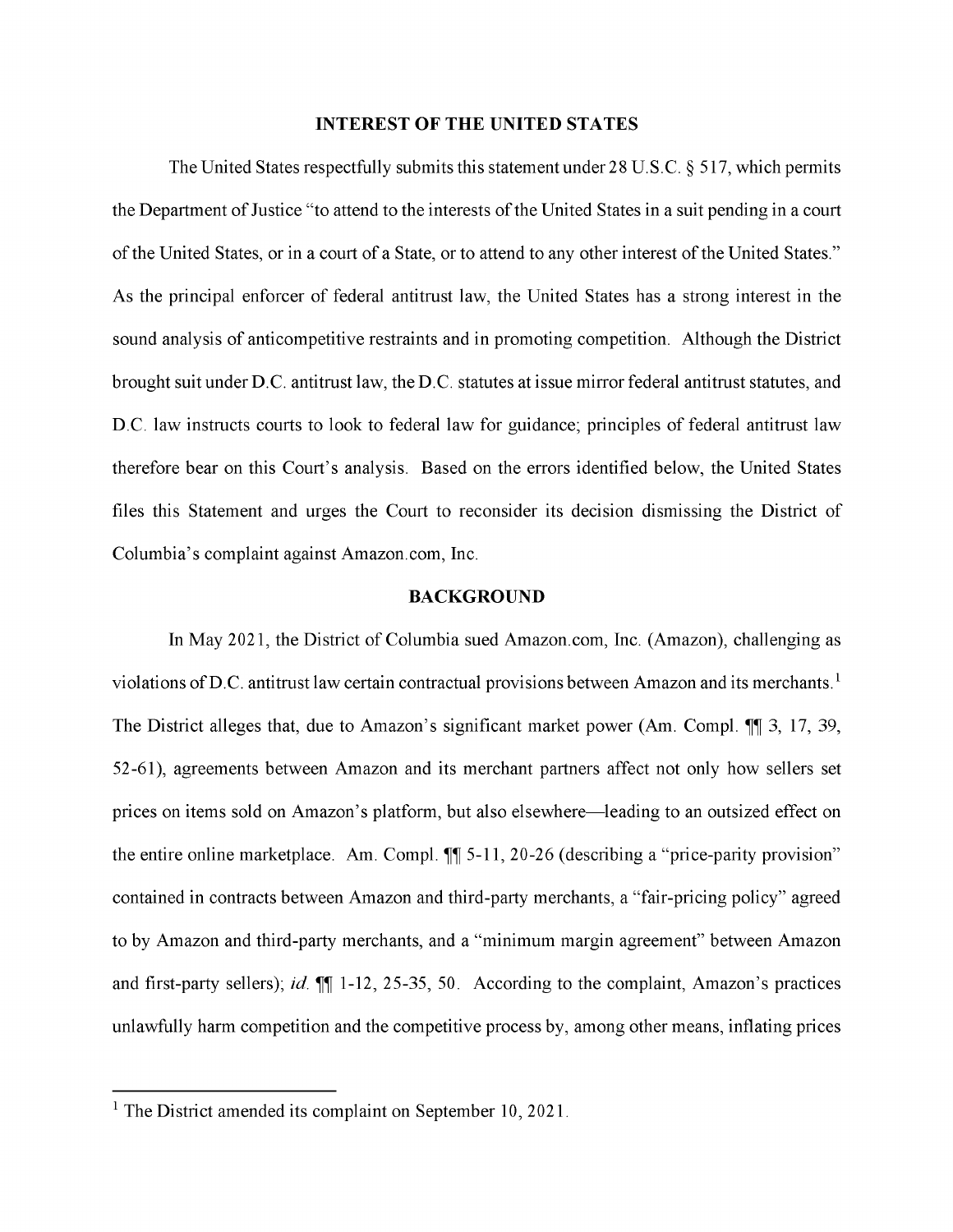## INTEREST OF THE UNITED STATES

The United States respectfully submits this statement under 28 U.S.C. § 517, which permits the Department of Justice "to attend to the interests of the United States in a suit pending in a court of the United States, or in a court of a State, or to attend to any other interest of the United States." As the principal enforcer of federal antitrust law, the United States has a strong interest in the sound analysis of anticompetitive restraints and in promoting competition. Although the District brought suit under D.C. antitrust law, the D.C. statutes at issue mirror federal antitrust statutes, and D.C. law instructs courts to look to federal law for guidance; principles of federal antitrust law therefore bear on this Court's analysis. Based on the errors identified below, the United States files this Statement and urges the Court to reconsider its decision dismissing the District of Columbia's complaint against Amazon.com, Inc.

## BACKGROUND

In May 2021, the District of Columbia sued Amazon.com, Inc. (Amazon), challenging as violations of D.C. antitrust law certain contractual provisions between Amazon and its merchants.[1] The District alleges that, due to Amazon's significant market power (Am. Compl. ¶¶ 3, 17, 39, 52-61), agreements between Amazon and its merchant partners affect not only how sellers set prices on items sold on Amazon's platform, but also elsewhere—leading to an outsized effect on the entire online marketplace. Am. Compl. ¶¶ 5-11, 20-26 (describing a "price-parity provision" contained in contracts between Amazon and third-party merchants, a "fair-pricing policy" agreed to by Amazon and third-party merchants, and a "minimum margin agreement" between Amazon and first-party sellers); *id.* ¶¶ 1-12, 25-35, 50. According to the complaint, Amazon's practices unlawfully harm competition and the competitive process by, among other means, inflating prices

[1] The District amended its complaint on September 10, 2021.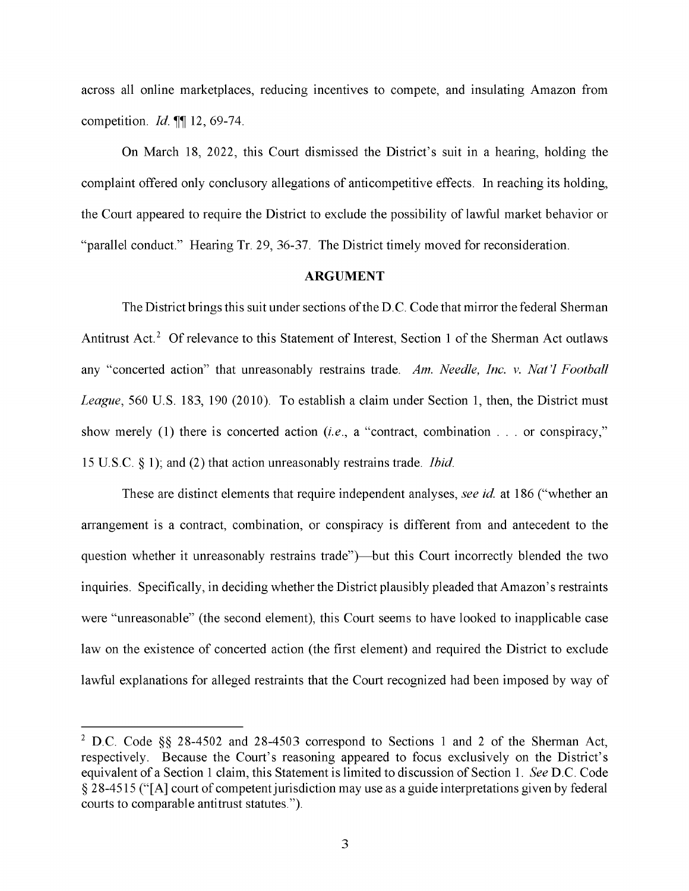across all online marketplaces, reducing incentives to compete, and insulating Amazon from competition. *Id.* ¶¶ 12, 69-74.

On March 18, 2022, this Court dismissed the District's suit in a hearing, holding the complaint offered only conclusory allegations of anticompetitive effects. In reaching its holding, the Court appeared to require the District to exclude the possibility of lawful market behavior or "parallel conduct." Hearing Tr. 29, 36-37. The District timely moved for reconsideration.

## ARGUMENT

The District brings this suit under sections of the D.C. Code that mirror the federal Sherman Antitrust Act.[2] Of relevance to this Statement of Interest, Section 1 of the Sherman Act outlaws any "concerted action" that unreasonably restrains trade. *Am. Needle, Inc. v. Nat'l Football League*, 560 U.S. 183, 190 (2010). To establish a claim under Section 1, then, the District must show merely (1) there is concerted action (*i.e.*, a "contract, combination . . . or conspiracy," 15 U.S.C. § 1); and (2) that action unreasonably restrains trade. *Ibid.*

These are distinct elements that require independent analyses, *see id.* at 186 ("whether an arrangement is a contract, combination, or conspiracy is different from and antecedent to the question whether it unreasonably restrains trade")—but this Court incorrectly blended the two inquiries. Specifically, in deciding whether the District plausibly pleaded that Amazon's restraints were "unreasonable" (the second element), this Court seems to have looked to inapplicable case law on the existence of concerted action (the first element) and required the District to exclude lawful explanations for alleged restraints that the Court recognized had been imposed by way of

[2] D.C. Code §§ 28-4502 and 28-4503 correspond to Sections 1 and 2 of the Sherman Act, respectively. Because the Court's reasoning appeared to focus exclusively on the District's equivalent of a Section 1 claim, this Statement is limited to discussion of Section 1. *See* D.C. Code § 28-4515 ("[A] court of competent jurisdiction may use as a guide interpretations given by federal courts to comparable antitrust statutes.").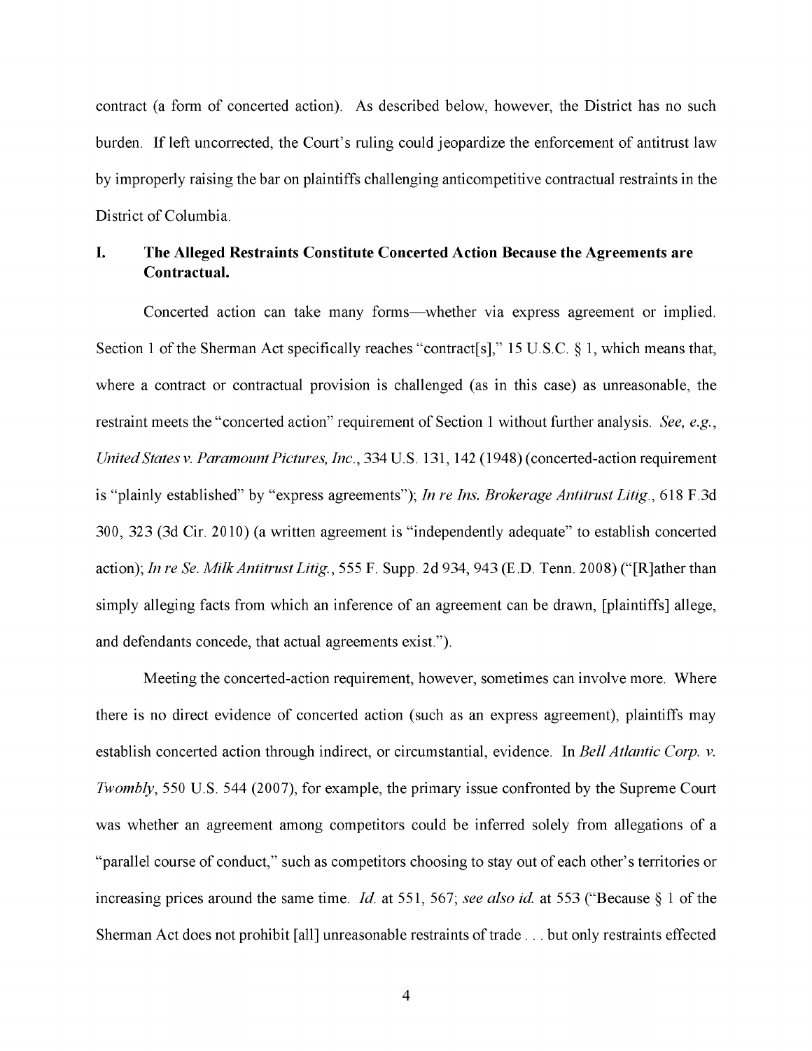contract (a form of concerted action). As described below, however, the District has no such burden. If left uncorrected, the Court's ruling could jeopardize the enforcement of antitrust law by improperly raising the bar on plaintiffs challenging anticompetitive contractual restraints in the District of Columbia.

## I. The Alleged Restraints Constitute Concerted Action Because the Agreements are Contractual.

Concerted action can take many forms—whether via express agreement or implied. Section 1 of the Sherman Act specifically reaches "contract[s]," 15 U.S.C. § 1, which means that, where a contract or contractual provision is challenged (as in this case) as unreasonable, the restraint meets the "concerted action" requirement of Section 1 without further analysis. *See, e.g.*, *United States v. Paramount Pictures, Inc.*, 334 U.S. 131, 142 (1948) (concerted-action requirement is "plainly established" by "express agreements"); *In re Ins. Brokerage Antitrust Litig.*, 618 F.3d 300, 323 (3d Cir. 2010) (a written agreement is "independently adequate" to establish concerted action); *In re Se. Milk Antitrust Litig.*, 555 F. Supp. 2d 934, 943 (E.D. Tenn. 2008) ("[R]ather than simply alleging facts from which an inference of an agreement can be drawn, [plaintiffs] allege, and defendants concede, that actual agreements exist.").

Meeting the concerted-action requirement, however, sometimes can involve more. Where there is no direct evidence of concerted action (such as an express agreement), plaintiffs may establish concerted action through indirect, or circumstantial, evidence. In *Bell Atlantic Corp. v. Twombly*, 550 U.S. 544 (2007), for example, the primary issue confronted by the Supreme Court was whether an agreement among competitors could be inferred solely from allegations of a "parallel course of conduct," such as competitors choosing to stay out of each other's territories or increasing prices around the same time. *Id.* at 551, 567; *see also id.* at 553 ("Because § 1 of the Sherman Act does not prohibit [all] unreasonable restraints of trade . . . but only restraints effected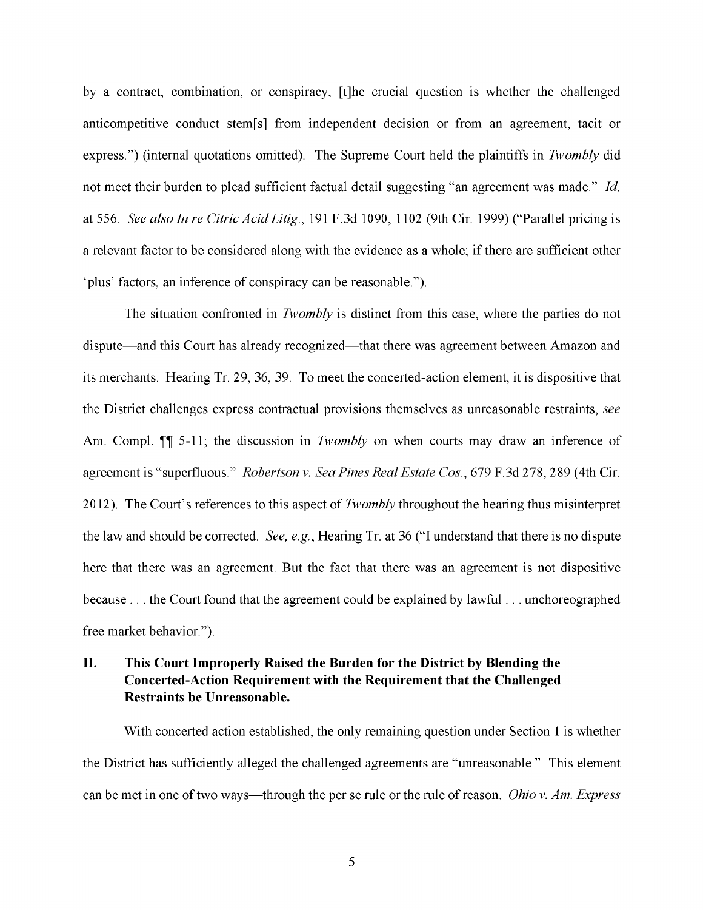by a contract, combination, or conspiracy, [t]he crucial question is whether the challenged anticompetitive conduct stem[s] from independent decision or from an agreement, tacit or express.") (internal quotations omitted). The Supreme Court held the plaintiffs in *Twombly* did not meet their burden to plead sufficient factual detail suggesting "an agreement was made." *Id.* at 556. *See also In re Citric Acid Litig.*, 191 F.3d 1090, 1102 (9th Cir. 1999) ("Parallel pricing is a relevant factor to be considered along with the evidence as a whole; if there are sufficient other 'plus' factors, an inference of conspiracy can be reasonable.").

The situation confronted in *Twombly* is distinct from this case, where the parties do not dispute—and this Court has already recognized—that there was agreement between Amazon and its merchants. Hearing Tr. 29, 36, 39. To meet the concerted-action element, it is dispositive that the District challenges express contractual provisions themselves as unreasonable restraints, *see* Am. Compl. ¶¶ 5-11; the discussion in *Twombly* on when courts may draw an inference of agreement is "superfluous." *Robertson v. Sea Pines Real Estate Cos.*, 679 F.3d 278, 289 (4th Cir. 2012). The Court's references to this aspect of *Twombly* throughout the hearing thus misinterpret the law and should be corrected. *See, e.g.*, Hearing Tr. at 36 ("I understand that there is no dispute here that there was an agreement. But the fact that there was an agreement is not dispositive because . . . the Court found that the agreement could be explained by lawful . . . unchoreographed free market behavior.").

## II. This Court Improperly Raised the Burden for the District by Blending the Concerted-Action Requirement with the Requirement that the Challenged Restraints be Unreasonable.

With concerted action established, the only remaining question under Section 1 is whether the District has sufficiently alleged the challenged agreements are "unreasonable." This element can be met in one of two ways—through the per se rule or the rule of reason. *Ohio v. Am. Express*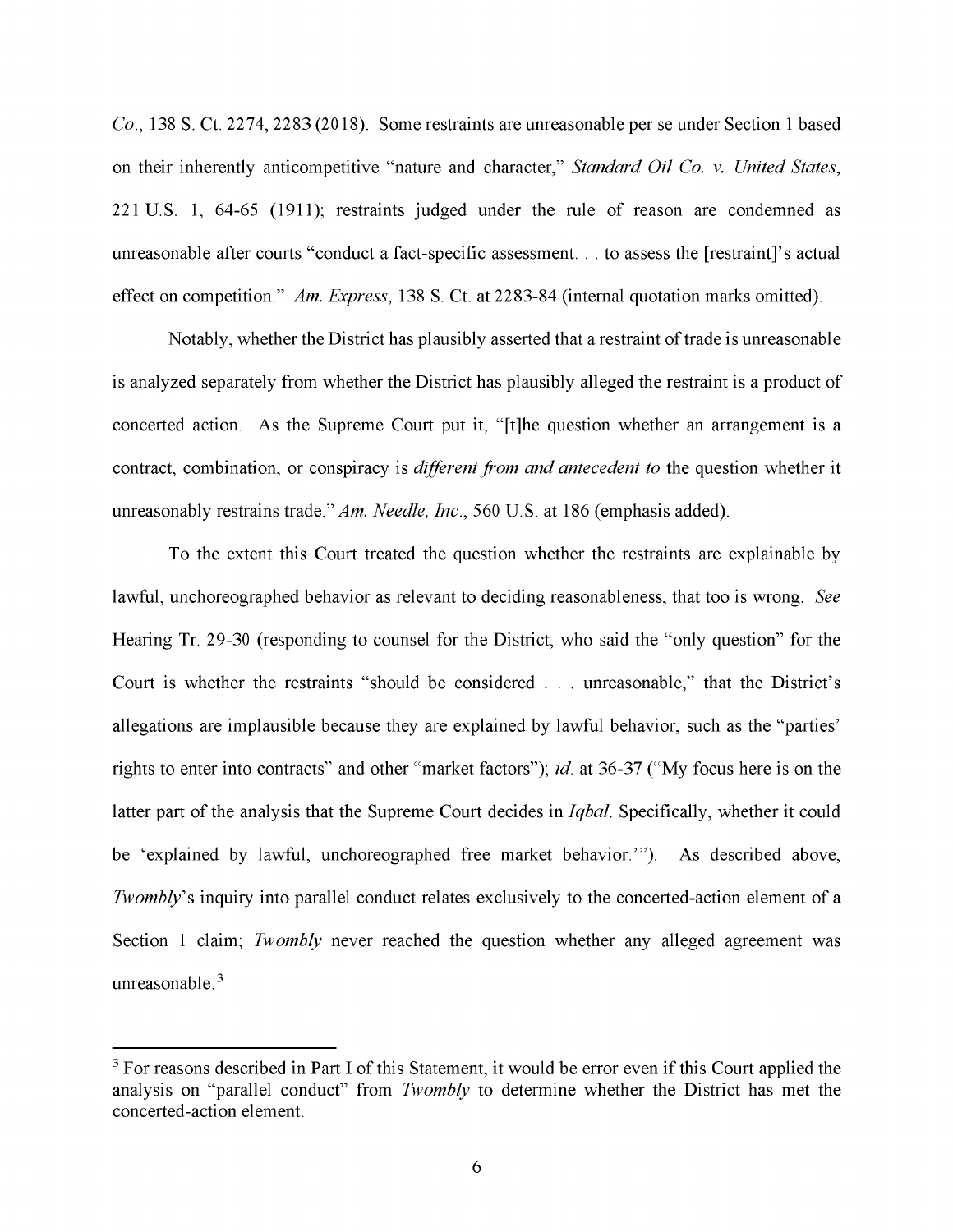*Co.*, 138 S. Ct. 2274, 2283 (2018). Some restraints are unreasonable per se under Section 1 based on their inherently anticompetitive "nature and character," *Standard Oil Co. v. United States*, 221 U.S. 1, 64-65 (1911); restraints judged under the rule of reason are condemned as unreasonable after courts "conduct a fact-specific assessment. . . to assess the [restraint]'s actual effect on competition." *Am. Express*, 138 S. Ct. at 2283-84 (internal quotation marks omitted).

Notably, whether the District has plausibly asserted that a restraint of trade is unreasonable is analyzed separately from whether the District has plausibly alleged the restraint is a product of concerted action. As the Supreme Court put it, "[t]he question whether an arrangement is a contract, combination, or conspiracy is *different from and antecedent to* the question whether it unreasonably restrains trade." *Am. Needle, Inc.*, 560 U.S. at 186 (emphasis added).

To the extent this Court treated the question whether the restraints are explainable by lawful, unchoreographed behavior as relevant to deciding reasonableness, that too is wrong. *See* Hearing Tr. 29-30 (responding to counsel for the District, who said the "only question" for the Court is whether the restraints "should be considered . . . unreasonable," that the District's allegations are implausible because they are explained by lawful behavior, such as the "parties' rights to enter into contracts" and other "market factors"); *id.* at 36-37 ("My focus here is on the latter part of the analysis that the Supreme Court decides in *Iqbal*. Specifically, whether it could be 'explained by lawful, unchoreographed free market behavior.'"). As described above, *Twombly*'s inquiry into parallel conduct relates exclusively to the concerted-action element of a Section 1 claim; *Twombly* never reached the question whether any alleged agreement was unreasonable.[3]

[3] For reasons described in Part I of this Statement, it would be error even if this Court applied the analysis on "parallel conduct" from *Twombly* to determine whether the District has met the concerted-action element.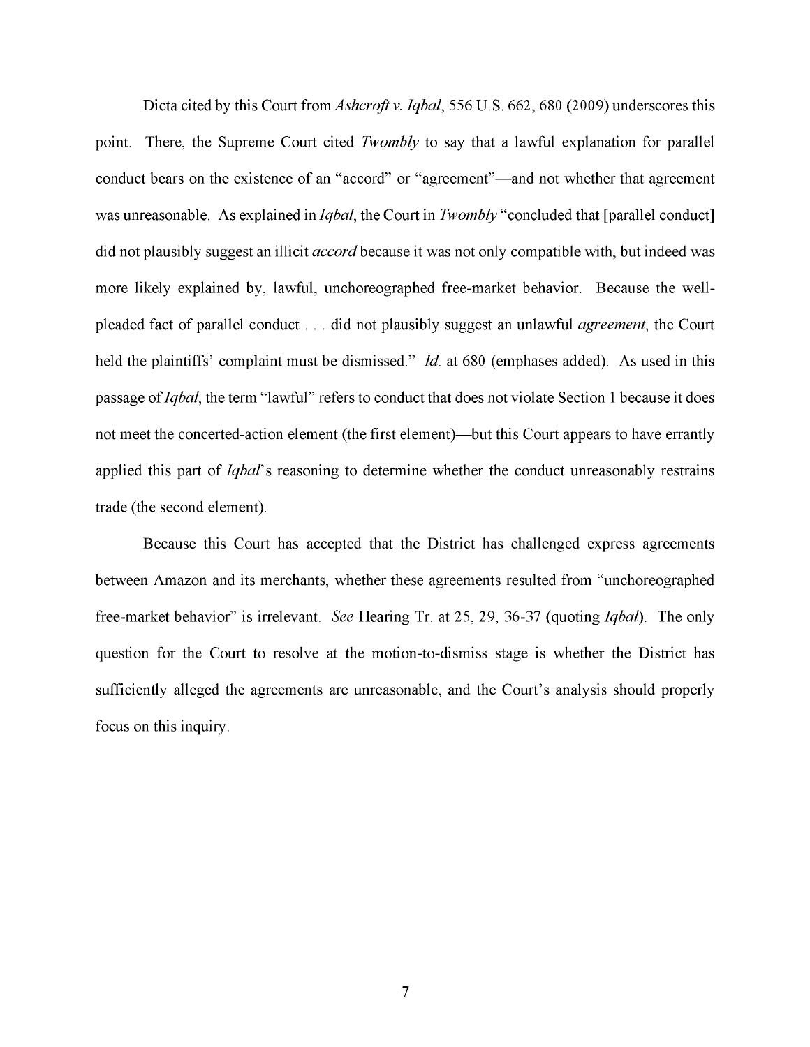Dicta cited by this Court from *Ashcroft v. Iqbal*, 556 U.S. 662, 680 (2009) underscores this point. There, the Supreme Court cited *Twombly* to say that a lawful explanation for parallel conduct bears on the existence of an "accord" or "agreement"—and not whether that agreement was unreasonable. As explained in *Iqbal*, the Court in *Twombly* "concluded that [parallel conduct] did not plausibly suggest an illicit *accord* because it was not only compatible with, but indeed was more likely explained by, lawful, unchoreographed free-market behavior. Because the well-pleaded fact of parallel conduct . . . did not plausibly suggest an unlawful *agreement*, the Court held the plaintiffs' complaint must be dismissed." *Id.* at 680 (emphases added). As used in this passage of *Iqbal*, the term "lawful" refers to conduct that does not violate Section 1 because it does not meet the concerted-action element (the first element)—but this Court appears to have errantly applied this part of *Iqbal*'s reasoning to determine whether the conduct unreasonably restrains trade (the second element).

Because this Court has accepted that the District has challenged express agreements between Amazon and its merchants, whether these agreements resulted from "unchoreographed free-market behavior" is irrelevant. *See* Hearing Tr. at 25, 29, 36-37 (quoting *Iqbal*). The only question for the Court to resolve at the motion-to-dismiss stage is whether the District has sufficiently alleged the agreements are unreasonable, and the Court's analysis should properly focus on this inquiry.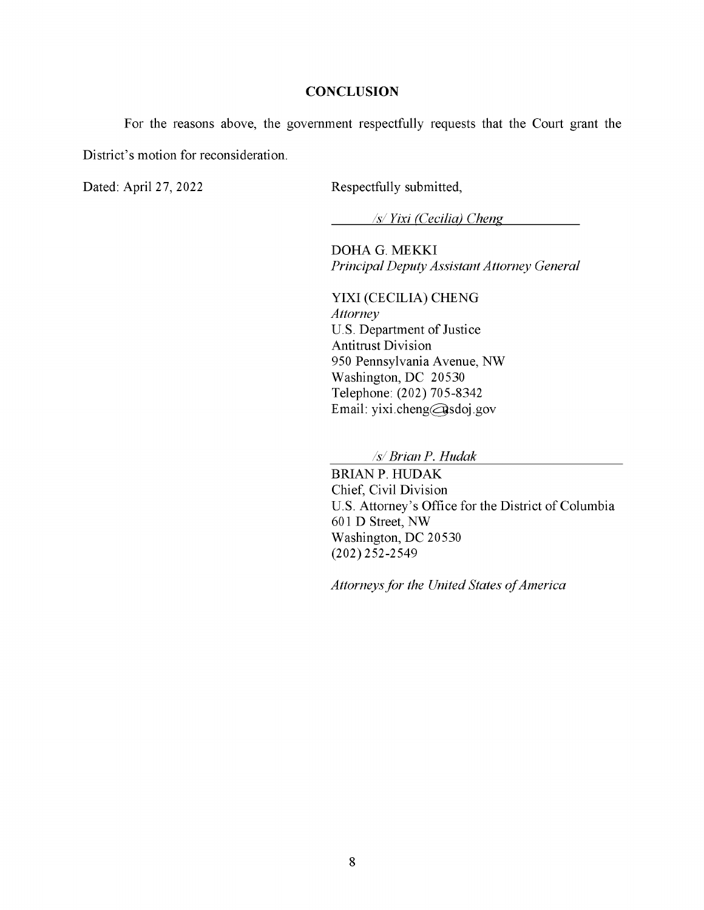## CONCLUSION

For the reasons above, the government respectfully requests that the Court grant the District's motion for reconsideration.

Dated: April 27, 2022

Respectfully submitted,

*/s/ Yixi (Cecilia) Cheng*

DOHA G. MEKKI
*Principal Deputy Assistant Attorney General*

YIXI (CECILIA) CHENG
*Attorney*
U.S. Department of Justice
Antitrust Division
950 Pennsylvania Avenue, NW
Washington, DC 20530
Telephone: (202) 705-8342
Email: yixi.cheng@usdoj.gov

*/s/ Brian P. Hudak*

BRIAN P. HUDAK
Chief, Civil Division
U.S. Attorney's Office for the District of Columbia
601 D Street, NW
Washington, DC 20530
(202) 252-2549

*Attorneys for the United States of America*